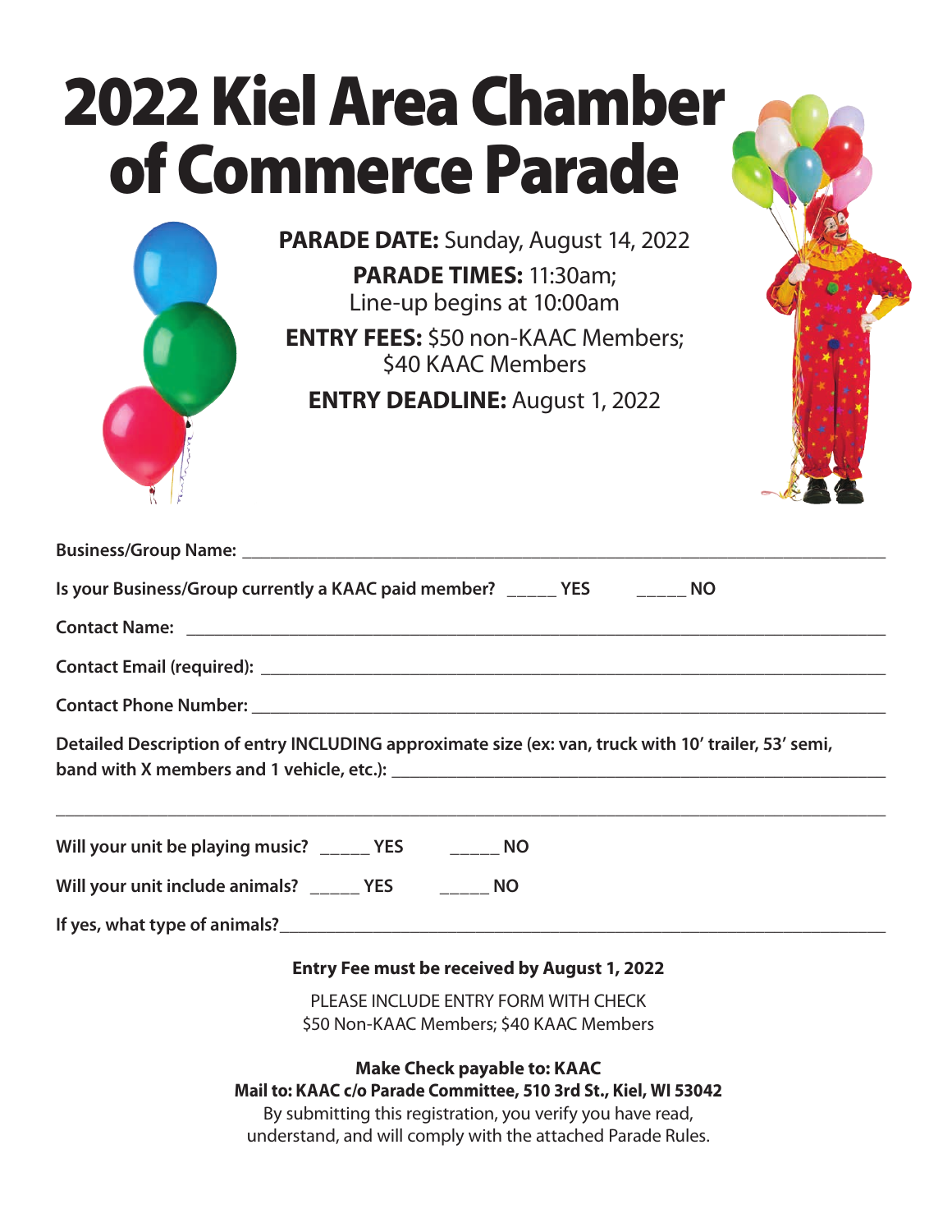# 2022 Kiel Area Chamber of Commerce Parade

**PARADE DATE:** Sunday, August 14, 2022

**PARADE TIMES:** 11:30am;
Line-up begins at 10:00am

**ENTRY FEES:** $50 non-KAAC Members;
$40 KAAC Members

**ENTRY DEADLINE:** August 1, 2022

**Business/Group Name:** ______________________________________________________________

**Is your Business/Group currently a KAAC paid member?** _____ **YES** _____ **NO**

**Contact Name:** ______________________________________________________________

**Contact Email (required):** ______________________________________________________________

**Contact Phone Number:** ______________________________________________________________

**Detailed Description of entry INCLUDING approximate size (ex: van, truck with 10' trailer, 53' semi, band with X members and 1 vehicle, etc.):** ______________________________________________

______________________________________________________________________________

**Will your unit be playing music?** _____ **YES** _____ **NO**

**Will your unit include animals?** _____ **YES** _____ **NO**

**If yes, what type of animals?** ______________________________________________________________

**Entry Fee must be received by August 1, 2022**

PLEASE INCLUDE ENTRY FORM WITH CHECK
$50 Non-KAAC Members; $40 KAAC Members

**Make Check payable to: KAAC**
**Mail to: KAAC c/o Parade Committee, 510 3rd St., Kiel, WI 53042**
By submitting this registration, you verify you have read, understand, and will comply with the attached Parade Rules.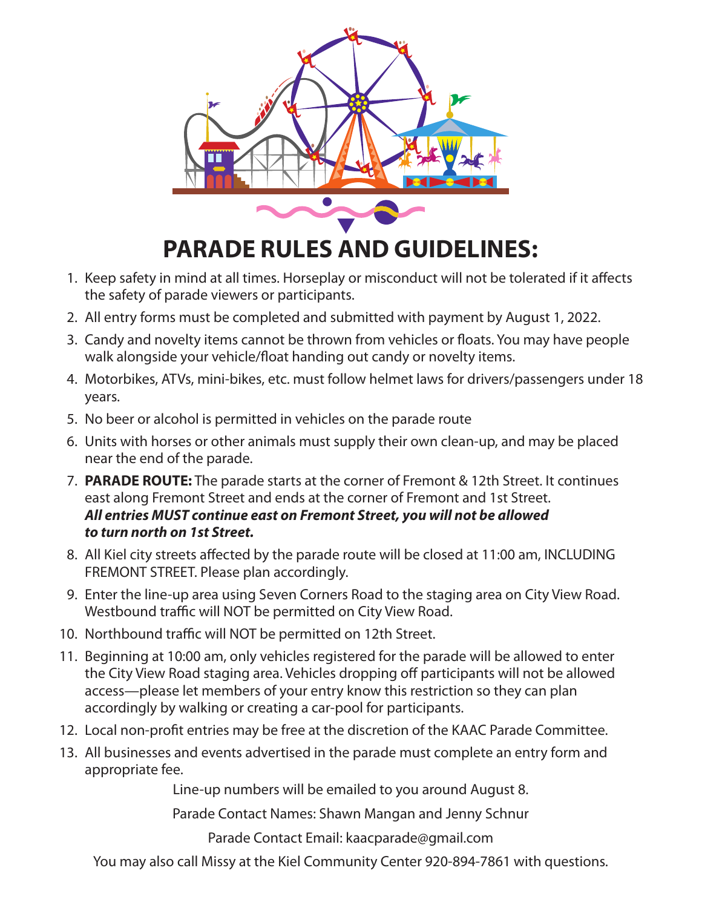# PARADE RULES AND GUIDELINES:

1. Keep safety in mind at all times. Horseplay or misconduct will not be tolerated if it affects the safety of parade viewers or participants.
2. All entry forms must be completed and submitted with payment by August 1, 2022.
3. Candy and novelty items cannot be thrown from vehicles or floats. You may have people walk alongside your vehicle/float handing out candy or novelty items.
4. Motorbikes, ATVs, mini-bikes, etc. must follow helmet laws for drivers/passengers under 18 years.
5. No beer or alcohol is permitted in vehicles on the parade route
6. Units with horses or other animals must supply their own clean-up, and may be placed near the end of the parade.
7. **PARADE ROUTE:** The parade starts at the corner of Fremont & 12th Street. It continues east along Fremont Street and ends at the corner of Fremont and 1st Street. ***All entries MUST continue east on Fremont Street, you will not be allowed to turn north on 1st Street.***
8. All Kiel city streets affected by the parade route will be closed at 11:00 am, INCLUDING FREMONT STREET. Please plan accordingly.
9. Enter the line-up area using Seven Corners Road to the staging area on City View Road. Westbound traffic will NOT be permitted on City View Road.
10. Northbound traffic will NOT be permitted on 12th Street.
11. Beginning at 10:00 am, only vehicles registered for the parade will be allowed to enter the City View Road staging area. Vehicles dropping off participants will not be allowed access—please let members of your entry know this restriction so they can plan accordingly by walking or creating a car-pool for participants.
12. Local non-profit entries may be free at the discretion of the KAAC Parade Committee.
13. All businesses and events advertised in the parade must complete an entry form and appropriate fee.

Line-up numbers will be emailed to you around August 8.

Parade Contact Names: Shawn Mangan and Jenny Schnur

Parade Contact Email: kaacparade@gmail.com

You may also call Missy at the Kiel Community Center 920-894-7861 with questions.